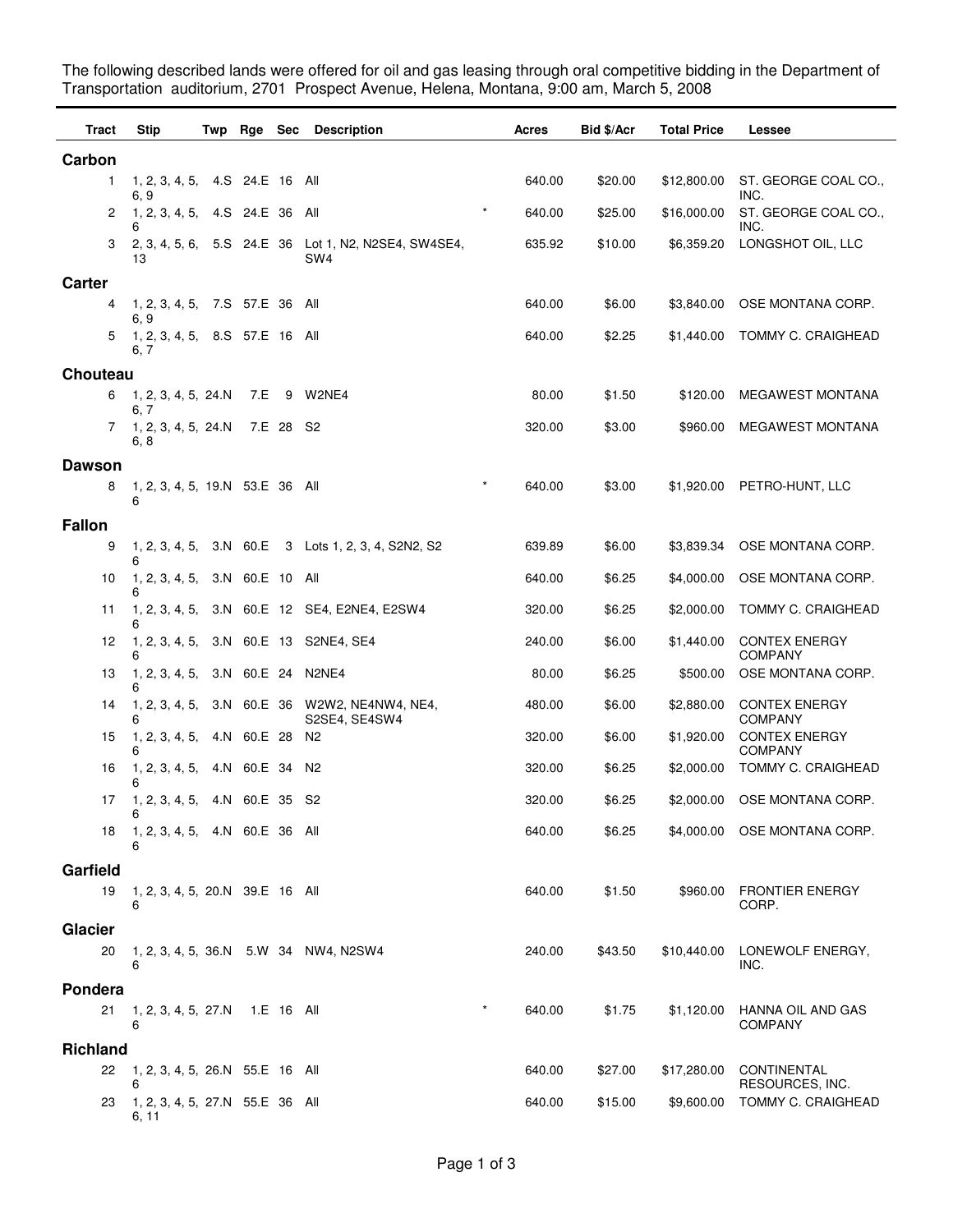The following described lands were offered for oil and gas leasing through oral competitive bidding in the Department of Transportation auditorium, 2701 Prospect Avenue, Helena, Montana, 9:00 am, March 5, 2008

| Tract | Stip | Twp | Rge | Sec | Description | | Acres | Bid $/Acr | Total Price | Lessee |
|---|---|---|---|---|---|---|---|---|---|---|
| **Carbon** | | | | | | | | | | |
| 1 | 1, 2, 3, 4, 5, 6, 9 | 4.S | 24.E | 16 | All | | 640.00 | $20.00 | $12,800.00 | ST. GEORGE COAL CO., INC. |
| 2 | 1, 2, 3, 4, 5, 6 | 4.S | 24.E | 36 | All | * | 640.00 | $25.00 | $16,000.00 | ST. GEORGE COAL CO., INC. |
| 3 | 2, 3, 4, 5, 6, 13 | 5.S | 24.E | 36 | Lot 1, N2, N2SE4, SW4SE4, SW4 | | 635.92 | $10.00 | $6,359.20 | LONGSHOT OIL, LLC |
| **Carter** | | | | | | | | | | |
| 4 | 1, 2, 3, 4, 5, 6, 9 | 7.S | 57.E | 36 | All | | 640.00 | $6.00 | $3,840.00 | OSE MONTANA CORP. |
| 5 | 1, 2, 3, 4, 5, 6, 7 | 8.S | 57.E | 16 | All | | 640.00 | $2.25 | $1,440.00 | TOMMY C. CRAIGHEAD |
| **Chouteau** | | | | | | | | | | |
| 6 | 1, 2, 3, 4, 5, 6, 7 | 24.N | 7.E | 9 | W2NE4 | | 80.00 | $1.50 | $120.00 | MEGAWEST MONTANA |
| 7 | 1, 2, 3, 4, 5, 6, 8 | 24.N | 7.E | 28 | S2 | | 320.00 | $3.00 | $960.00 | MEGAWEST MONTANA |
| **Dawson** | | | | | | | | | | |
| 8 | 1, 2, 3, 4, 5, 6 | 19.N | 53.E | 36 | All | * | 640.00 | $3.00 | $1,920.00 | PETRO-HUNT, LLC |
| **Fallon** | | | | | | | | | | |
| 9 | 1, 2, 3, 4, 5, 6 | 3.N | 60.E | 3 | Lots 1, 2, 3, 4, S2N2, S2 | | 639.89 | $6.00 | $3,839.34 | OSE MONTANA CORP. |
| 10 | 1, 2, 3, 4, 5, 6 | 3.N | 60.E | 10 | All | | 640.00 | $6.25 | $4,000.00 | OSE MONTANA CORP. |
| 11 | 1, 2, 3, 4, 5, 6 | 3.N | 60.E | 12 | SE4, E2NE4, E2SW4 | | 320.00 | $6.25 | $2,000.00 | TOMMY C. CRAIGHEAD |
| 12 | 1, 2, 3, 4, 5, 6 | 3.N | 60.E | 13 | S2NE4, SE4 | | 240.00 | $6.00 | $1,440.00 | CONTEX ENERGY COMPANY |
| 13 | 1, 2, 3, 4, 5, 6 | 3.N | 60.E | 24 | N2NE4 | | 80.00 | $6.25 | $500.00 | OSE MONTANA CORP. |
| 14 | 1, 2, 3, 4, 5, 6 | 3.N | 60.E | 36 | W2W2, NE4NW4, NE4, S2SE4, SE4SW4 | | 480.00 | $6.00 | $2,880.00 | CONTEX ENERGY COMPANY |
| 15 | 1, 2, 3, 4, 5, 6 | 4.N | 60.E | 28 | N2 | | 320.00 | $6.00 | $1,920.00 | CONTEX ENERGY COMPANY |
| 16 | 1, 2, 3, 4, 5, 6 | 4.N | 60.E | 34 | N2 | | 320.00 | $6.25 | $2,000.00 | TOMMY C. CRAIGHEAD |
| 17 | 1, 2, 3, 4, 5, 6 | 4.N | 60.E | 35 | S2 | | 320.00 | $6.25 | $2,000.00 | OSE MONTANA CORP. |
| 18 | 1, 2, 3, 4, 5, 6 | 4.N | 60.E | 36 | All | | 640.00 | $6.25 | $4,000.00 | OSE MONTANA CORP. |
| **Garfield** | | | | | | | | | | |
| 19 | 1, 2, 3, 4, 5, 6 | 20.N | 39.E | 16 | All | | 640.00 | $1.50 | $960.00 | FRONTIER ENERGY CORP. |
| **Glacier** | | | | | | | | | | |
| 20 | 1, 2, 3, 4, 5, 6 | 36.N | 5.W | 34 | NW4, N2SW4 | | 240.00 | $43.50 | $10,440.00 | LONEWOLF ENERGY, INC. |
| **Pondera** | | | | | | | | | | |
| 21 | 1, 2, 3, 4, 5, 6 | 27.N | 1.E | 16 | All | * | 640.00 | $1.75 | $1,120.00 | HANNA OIL AND GAS COMPANY |
| **Richland** | | | | | | | | | | |
| 22 | 1, 2, 3, 4, 5, 6 | 26.N | 55.E | 16 | All | | 640.00 | $27.00 | $17,280.00 | CONTINENTAL RESOURCES, INC. |
| 23 | 1, 2, 3, 4, 5, 6, 11 | 27.N | 55.E | 36 | All | | 640.00 | $15.00 | $9,600.00 | TOMMY C. CRAIGHEAD |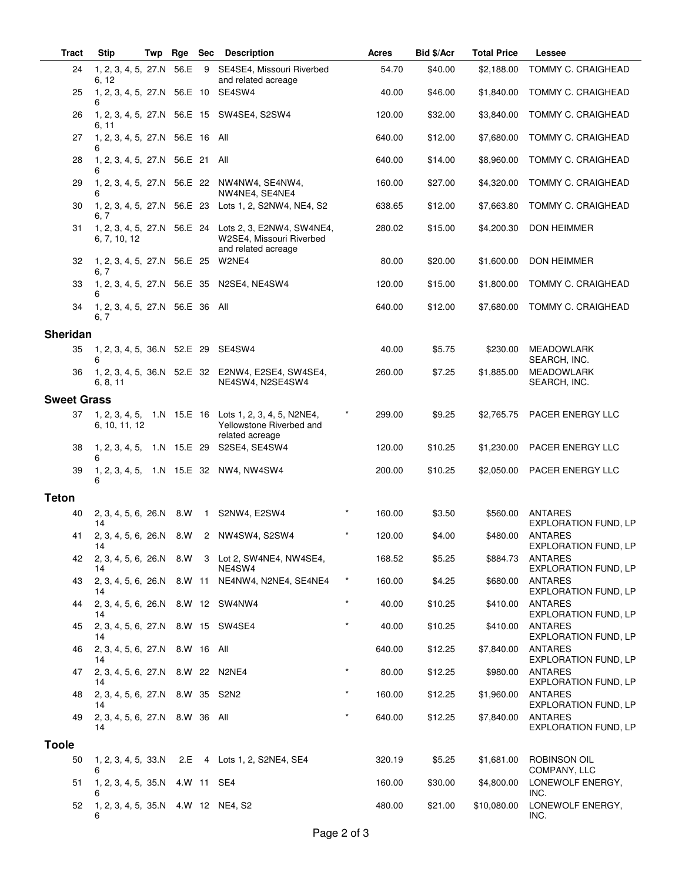| Tract | Stip | Twp | Rge | Sec | Description | | Acres | Bid $/Acr | Total Price | Lessee |
|---|---|---|---|---|---|---|---|---|---|---|
| 24 | 1, 2, 3, 4, 5, 6, 12 | 27.N | 56.E | 9 | SE4SE4, Missouri Riverbed and related acreage | | 54.70 | $40.00 | $2,188.00 | TOMMY C. CRAIGHEAD |
| 25 | 1, 2, 3, 4, 5, 6 | 27.N | 56.E | 10 | SE4SW4 | | 40.00 | $46.00 | $1,840.00 | TOMMY C. CRAIGHEAD |
| 26 | 1, 2, 3, 4, 5, 6, 11 | 27.N | 56.E | 15 | SW4SE4, S2SW4 | | 120.00 | $32.00 | $3,840.00 | TOMMY C. CRAIGHEAD |
| 27 | 1, 2, 3, 4, 5, 6 | 27.N | 56.E | 16 | All | | 640.00 | $12.00 | $7,680.00 | TOMMY C. CRAIGHEAD |
| 28 | 1, 2, 3, 4, 5, 6 | 27.N | 56.E | 21 | All | | 640.00 | $14.00 | $8,960.00 | TOMMY C. CRAIGHEAD |
| 29 | 1, 2, 3, 4, 5, 6 | 27.N | 56.E | 22 | NW4NW4, SE4NW4, NW4NE4, SE4NE4 | | 160.00 | $27.00 | $4,320.00 | TOMMY C. CRAIGHEAD |
| 30 | 1, 2, 3, 4, 5, 6, 7 | 27.N | 56.E | 23 | Lots 1, 2, S2NW4, NE4, S2 | | 638.65 | $12.00 | $7,663.80 | TOMMY C. CRAIGHEAD |
| 31 | 1, 2, 3, 4, 5, 6, 7, 10, 12 | 27.N | 56.E | 24 | Lots 2, 3, E2NW4, SW4NE4, W2SE4, Missouri Riverbed and related acreage | | 280.02 | $15.00 | $4,200.30 | DON HEIMMER |
| 32 | 1, 2, 3, 4, 5, 6, 7 | 27.N | 56.E | 25 | W2NE4 | | 80.00 | $20.00 | $1,600.00 | DON HEIMMER |
| 33 | 1, 2, 3, 4, 5, 6 | 27.N | 56.E | 35 | N2SE4, NE4SW4 | | 120.00 | $15.00 | $1,800.00 | TOMMY C. CRAIGHEAD |
| 34 | 1, 2, 3, 4, 5, 6, 7 | 27.N | 56.E | 36 | All | | 640.00 | $12.00 | $7,680.00 | TOMMY C. CRAIGHEAD |
| **Sheridan** | | | | | | | | | | |
| 35 | 1, 2, 3, 4, 5, 6 | 36.N | 52.E | 29 | SE4SW4 | | 40.00 | $5.75 | $230.00 | MEADOWLARK SEARCH, INC. |
| 36 | 1, 2, 3, 4, 5, 6, 8, 11 | 36.N | 52.E | 32 | E2NW4, E2SE4, SW4SE4, NE4SW4, N2SE4SW4 | | 260.00 | $7.25 | $1,885.00 | MEADOWLARK SEARCH, INC. |
| **Sweet Grass** | | | | | | | | | | |
| 37 | 1, 2, 3, 4, 5, 6, 10, 11, 12 | 1.N | 15.E | 16 | Lots 1, 2, 3, 4, 5, N2NE4, Yellowstone Riverbed and related acreage | * | 299.00 | $9.25 | $2,765.75 | PACER ENERGY LLC |
| 38 | 1, 2, 3, 4, 5, 6 | 1.N | 15.E | 29 | S2SE4, SE4SW4 | | 120.00 | $10.25 | $1,230.00 | PACER ENERGY LLC |
| 39 | 1, 2, 3, 4, 5, 6 | 1.N | 15.E | 32 | NW4, NW4SW4 | | 200.00 | $10.25 | $2,050.00 | PACER ENERGY LLC |
| **Teton** | | | | | | | | | | |
| 40 | 2, 3, 4, 5, 6, 14 | 26.N | 8.W | 1 | S2NW4, E2SW4 | * | 160.00 | $3.50 | $560.00 | ANTARES EXPLORATION FUND, LP |
| 41 | 2, 3, 4, 5, 6, 14 | 26.N | 8.W | 2 | NW4SW4, S2SW4 | * | 120.00 | $4.00 | $480.00 | ANTARES EXPLORATION FUND, LP |
| 42 | 2, 3, 4, 5, 6, 14 | 26.N | 8.W | 3 | Lot 2, SW4NE4, NW4SE4, NE4SW4 | | 168.52 | $5.25 | $884.73 | ANTARES EXPLORATION FUND, LP |
| 43 | 2, 3, 4, 5, 6, 14 | 26.N | 8.W | 11 | NE4NW4, N2NE4, SE4NE4 | * | 160.00 | $4.25 | $680.00 | ANTARES EXPLORATION FUND, LP |
| 44 | 2, 3, 4, 5, 6, 14 | 26.N | 8.W | 12 | SW4NW4 | * | 40.00 | $10.25 | $410.00 | ANTARES EXPLORATION FUND, LP |
| 45 | 2, 3, 4, 5, 6, 14 | 27.N | 8.W | 15 | SW4SE4 | * | 40.00 | $10.25 | $410.00 | ANTARES EXPLORATION FUND, LP |
| 46 | 2, 3, 4, 5, 6, 14 | 27.N | 8.W | 16 | All | | 640.00 | $12.25 | $7,840.00 | ANTARES EXPLORATION FUND, LP |
| 47 | 2, 3, 4, 5, 6, 14 | 27.N | 8.W | 22 | N2NE4 | * | 80.00 | $12.25 | $980.00 | ANTARES EXPLORATION FUND, LP |
| 48 | 2, 3, 4, 5, 6, 14 | 27.N | 8.W | 35 | S2N2 | * | 160.00 | $12.25 | $1,960.00 | ANTARES EXPLORATION FUND, LP |
| 49 | 2, 3, 4, 5, 6, 14 | 27.N | 8.W | 36 | All | * | 640.00 | $12.25 | $7,840.00 | ANTARES EXPLORATION FUND, LP |
| **Toole** | | | | | | | | | | |
| 50 | 1, 2, 3, 4, 5, 6 | 33.N | 2.E | 4 | Lots 1, 2, S2NE4, SE4 | | 320.19 | $5.25 | $1,681.00 | ROBINSON OIL COMPANY, LLC |
| 51 | 1, 2, 3, 4, 5, 6 | 35.N | 4.W | 11 | SE4 | | 160.00 | $30.00 | $4,800.00 | LONEWOLF ENERGY, INC. |
| 52 | 1, 2, 3, 4, 5, 6 | 35.N | 4.W | 12 | NE4, S2 | | 480.00 | $21.00 | $10,080.00 | LONEWOLF ENERGY, INC. |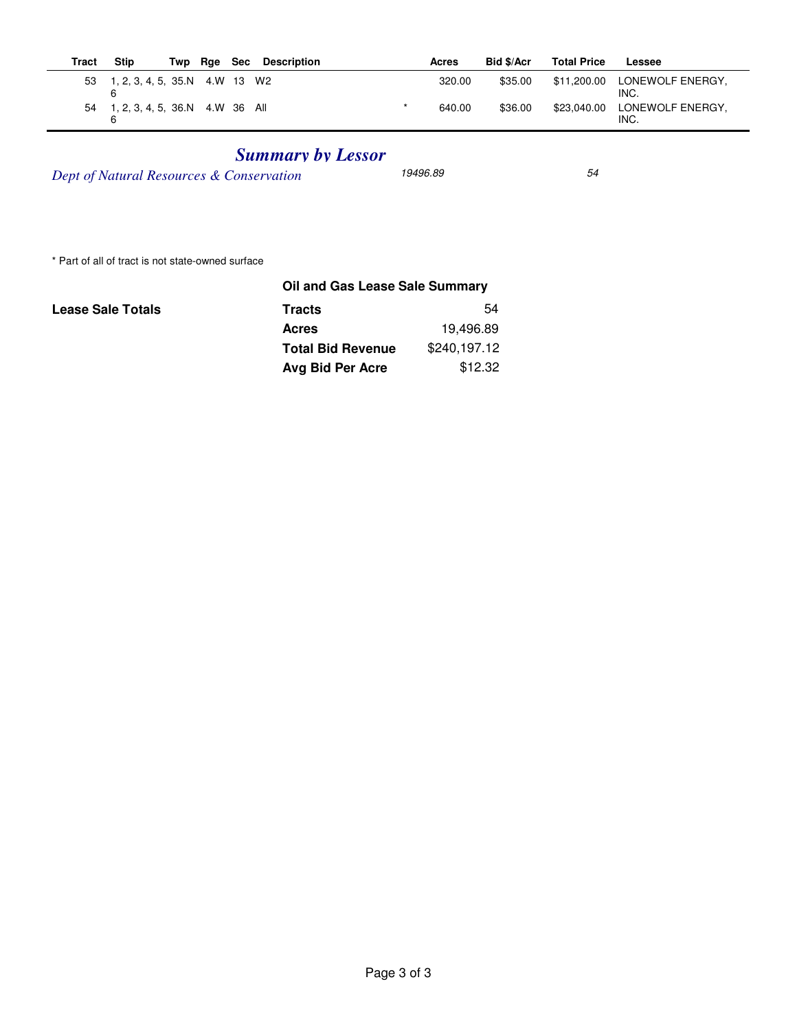| Tract | Stip | Twp | Rge | Sec | Description | | Acres | Bid $/Acr | Total Price | Lessee |
|---|---|---|---|---|---|---|---|---|---|---|
| 53 | 1, 2, 3, 4, 5, 6 | 35.N | 4.W | 13 | W2 | | 320.00 | $35.00 | $11,200.00 | LONEWOLF ENERGY, INC. |
| 54 | 1, 2, 3, 4, 5, 6 | 36.N | 4.W | 36 | All | * | 640.00 | $36.00 | $23,040.00 | LONEWOLF ENERGY, INC. |

## *Summary by Lessor*

| | | |
|---|---|---|
| *Dept of Natural Resources & Conservation* | *19496.89* | *54* |

\* Part of all of tract is not state-owned surface

**Lease Sale Totals**

| Oil and Gas Lease Sale Summary | |
|---|---|
| **Tracts** | 54 |
| **Acres** | 19,496.89 |
| **Total Bid Revenue** | $240,197.12 |
| **Avg Bid Per Acre** | $12.32 |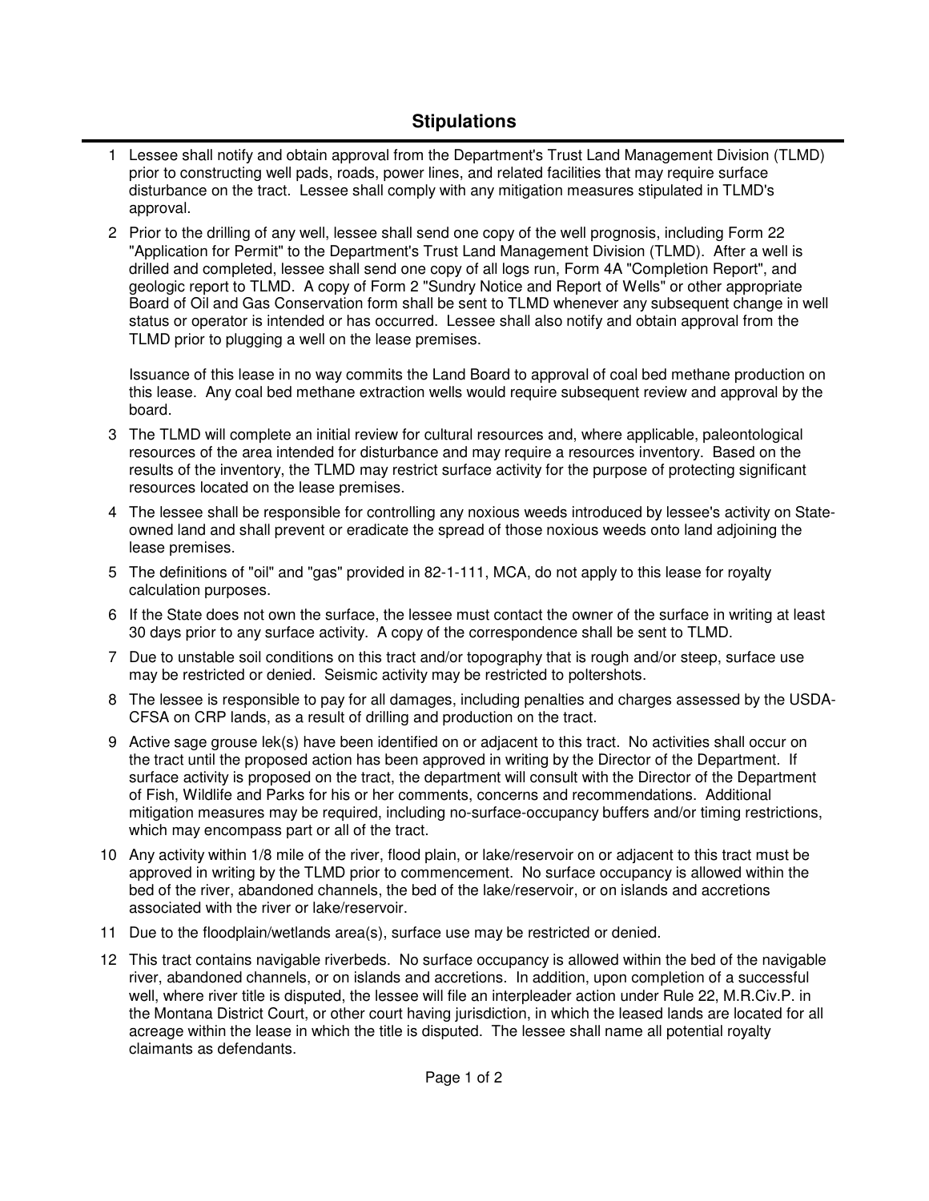## Stipulations

1. Lessee shall notify and obtain approval from the Department's Trust Land Management Division (TLMD) prior to constructing well pads, roads, power lines, and related facilities that may require surface disturbance on the tract. Lessee shall comply with any mitigation measures stipulated in TLMD's approval.

2. Prior to the drilling of any well, lessee shall send one copy of the well prognosis, including Form 22 "Application for Permit" to the Department's Trust Land Management Division (TLMD). After a well is drilled and completed, lessee shall send one copy of all logs run, Form 4A "Completion Report", and geologic report to TLMD. A copy of Form 2 "Sundry Notice and Report of Wells" or other appropriate Board of Oil and Gas Conservation form shall be sent to TLMD whenever any subsequent change in well status or operator is intended or has occurred. Lessee shall also notify and obtain approval from the TLMD prior to plugging a well on the lease premises.

   Issuance of this lease in no way commits the Land Board to approval of coal bed methane production on this lease. Any coal bed methane extraction wells would require subsequent review and approval by the board.

3. The TLMD will complete an initial review for cultural resources and, where applicable, paleontological resources of the area intended for disturbance and may require a resources inventory. Based on the results of the inventory, the TLMD may restrict surface activity for the purpose of protecting significant resources located on the lease premises.

4. The lessee shall be responsible for controlling any noxious weeds introduced by lessee's activity on State-owned land and shall prevent or eradicate the spread of those noxious weeds onto land adjoining the lease premises.

5. The definitions of "oil" and "gas" provided in 82-1-111, MCA, do not apply to this lease for royalty calculation purposes.

6. If the State does not own the surface, the lessee must contact the owner of the surface in writing at least 30 days prior to any surface activity. A copy of the correspondence shall be sent to TLMD.

7. Due to unstable soil conditions on this tract and/or topography that is rough and/or steep, surface use may be restricted or denied. Seismic activity may be restricted to poltershots.

8. The lessee is responsible to pay for all damages, including penalties and charges assessed by the USDA-CFSA on CRP lands, as a result of drilling and production on the tract.

9. Active sage grouse lek(s) have been identified on or adjacent to this tract. No activities shall occur on the tract until the proposed action has been approved in writing by the Director of the Department. If surface activity is proposed on the tract, the department will consult with the Director of the Department of Fish, Wildlife and Parks for his or her comments, concerns and recommendations. Additional mitigation measures may be required, including no-surface-occupancy buffers and/or timing restrictions, which may encompass part or all of the tract.

10. Any activity within 1/8 mile of the river, flood plain, or lake/reservoir on or adjacent to this tract must be approved in writing by the TLMD prior to commencement. No surface occupancy is allowed within the bed of the river, abandoned channels, the bed of the lake/reservoir, or on islands and accretions associated with the river or lake/reservoir.

11. Due to the floodplain/wetlands area(s), surface use may be restricted or denied.

12. This tract contains navigable riverbeds. No surface occupancy is allowed within the bed of the navigable river, abandoned channels, or on islands and accretions. In addition, upon completion of a successful well, where river title is disputed, the lessee will file an interpleader action under Rule 22, M.R.Civ.P. in the Montana District Court, or other court having jurisdiction, in which the leased lands are located for all acreage within the lease in which the title is disputed. The lessee shall name all potential royalty claimants as defendants.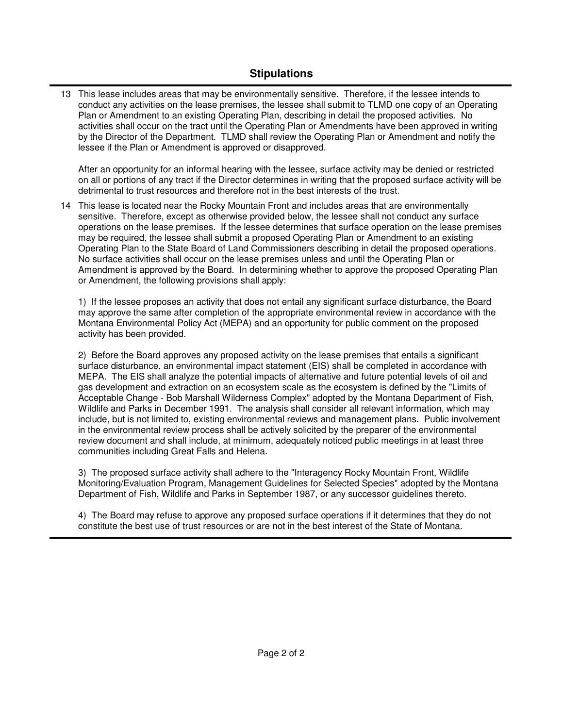## Stipulations

13 This lease includes areas that may be environmentally sensitive. Therefore, if the lessee intends to conduct any activities on the lease premises, the lessee shall submit to TLMD one copy of an Operating Plan or Amendment to an existing Operating Plan, describing in detail the proposed activities. No activities shall occur on the tract until the Operating Plan or Amendments have been approved in writing by the Director of the Department. TLMD shall review the Operating Plan or Amendment and notify the lessee if the Plan or Amendment is approved or disapproved.

After an opportunity for an informal hearing with the lessee, surface activity may be denied or restricted on all or portions of any tract if the Director determines in writing that the proposed surface activity will be detrimental to trust resources and therefore not in the best interests of the trust.

14 This lease is located near the Rocky Mountain Front and includes areas that are environmentally sensitive. Therefore, except as otherwise provided below, the lessee shall not conduct any surface operations on the lease premises. If the lessee determines that surface operation on the lease premises may be required, the lessee shall submit a proposed Operating Plan or Amendment to an existing Operating Plan to the State Board of Land Commissioners describing in detail the proposed operations. No surface activities shall occur on the lease premises unless and until the Operating Plan or Amendment is approved by the Board. In determining whether to approve the proposed Operating Plan or Amendment, the following provisions shall apply:

1) If the lessee proposes an activity that does not entail any significant surface disturbance, the Board may approve the same after completion of the appropriate environmental review in accordance with the Montana Environmental Policy Act (MEPA) and an opportunity for public comment on the proposed activity has been provided.

2) Before the Board approves any proposed activity on the lease premises that entails a significant surface disturbance, an environmental impact statement (EIS) shall be completed in accordance with MEPA. The EIS shall analyze the potential impacts of alternative and future potential levels of oil and gas development and extraction on an ecosystem scale as the ecosystem is defined by the "Limits of Acceptable Change - Bob Marshall Wilderness Complex" adopted by the Montana Department of Fish, Wildlife and Parks in December 1991. The analysis shall consider all relevant information, which may include, but is not limited to, existing environmental reviews and management plans. Public involvement in the environmental review process shall be actively solicited by the preparer of the environmental review document and shall include, at minimum, adequately noticed public meetings in at least three communities including Great Falls and Helena.

3) The proposed surface activity shall adhere to the "Interagency Rocky Mountain Front, Wildlife Monitoring/Evaluation Program, Management Guidelines for Selected Species" adopted by the Montana Department of Fish, Wildlife and Parks in September 1987, or any successor guidelines thereto.

4) The Board may refuse to approve any proposed surface operations if it determines that they do not constitute the best use of trust resources or are not in the best interest of the State of Montana.